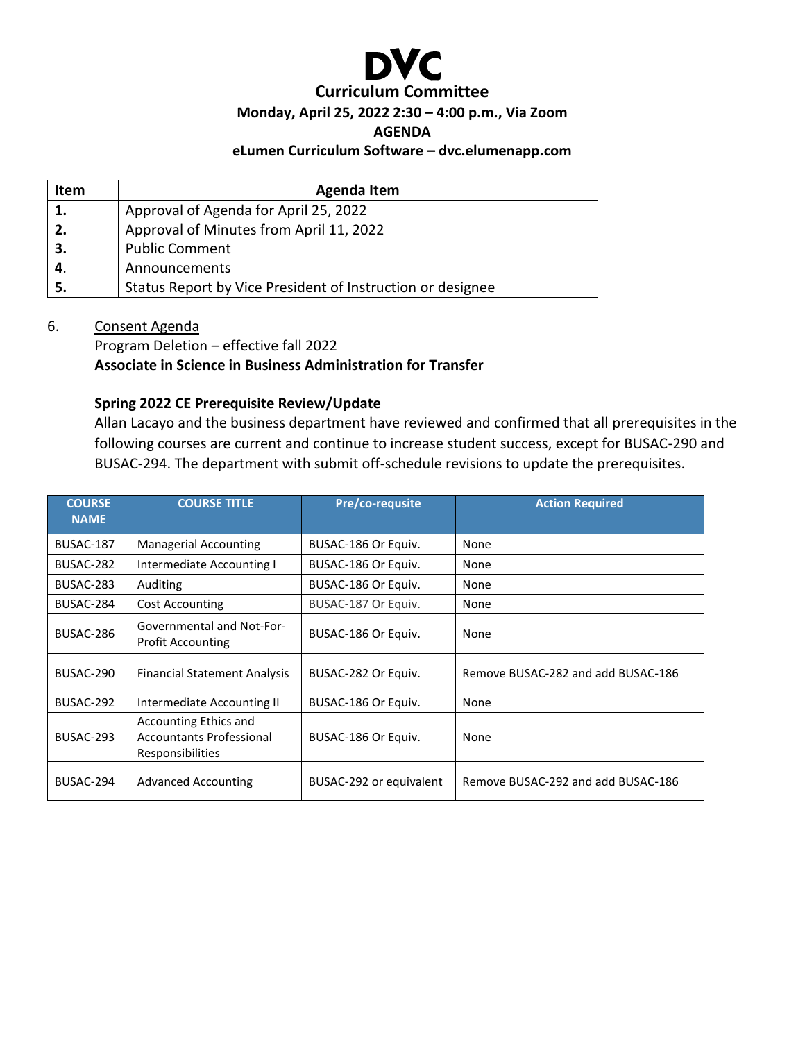# DVC

## Curriculum Committee

**Monday, April 25, 2022 2:30 – 4:00 p.m., Via Zoom**

**AGENDA**

**eLumen Curriculum Software – dvc.elumenapp.com**

| Item | Agenda Item |
|---|---|
| **1.** | Approval of Agenda for April 25, 2022 |
| **2.** | Approval of Minutes from April 11, 2022 |
| **3.** | Public Comment |
| **4.** | Announcements |
| **5.** | Status Report by Vice President of Instruction or designee |

6. Consent Agenda

Program Deletion – effective fall 2022

**Associate in Science in Business Administration for Transfer**

**Spring 2022 CE Prerequisite Review/Update**

Allan Lacayo and the business department have reviewed and confirmed that all prerequisites in the following courses are current and continue to increase student success, except for BUSAC-290 and BUSAC-294. The department with submit off-schedule revisions to update the prerequisites.

| COURSE NAME | COURSE TITLE | Pre/co-requsite | Action Required |
|---|---|---|---|
| BUSAC-187 | Managerial Accounting | BUSAC-186 Or Equiv. | None |
| BUSAC-282 | Intermediate Accounting I | BUSAC-186 Or Equiv. | None |
| BUSAC-283 | Auditing | BUSAC-186 Or Equiv. | None |
| BUSAC-284 | Cost Accounting | BUSAC-187 Or Equiv. | None |
| BUSAC-286 | Governmental and Not-For-Profit Accounting | BUSAC-186 Or Equiv. | None |
| BUSAC-290 | Financial Statement Analysis | BUSAC-282 Or Equiv. | Remove BUSAC-282 and add BUSAC-186 |
| BUSAC-292 | Intermediate Accounting II | BUSAC-186 Or Equiv. | None |
| BUSAC-293 | Accounting Ethics and Accountants Professional Responsibilities | BUSAC-186 Or Equiv. | None |
| BUSAC-294 | Advanced Accounting | BUSAC-292 or equivalent | Remove BUSAC-292 and add BUSAC-186 |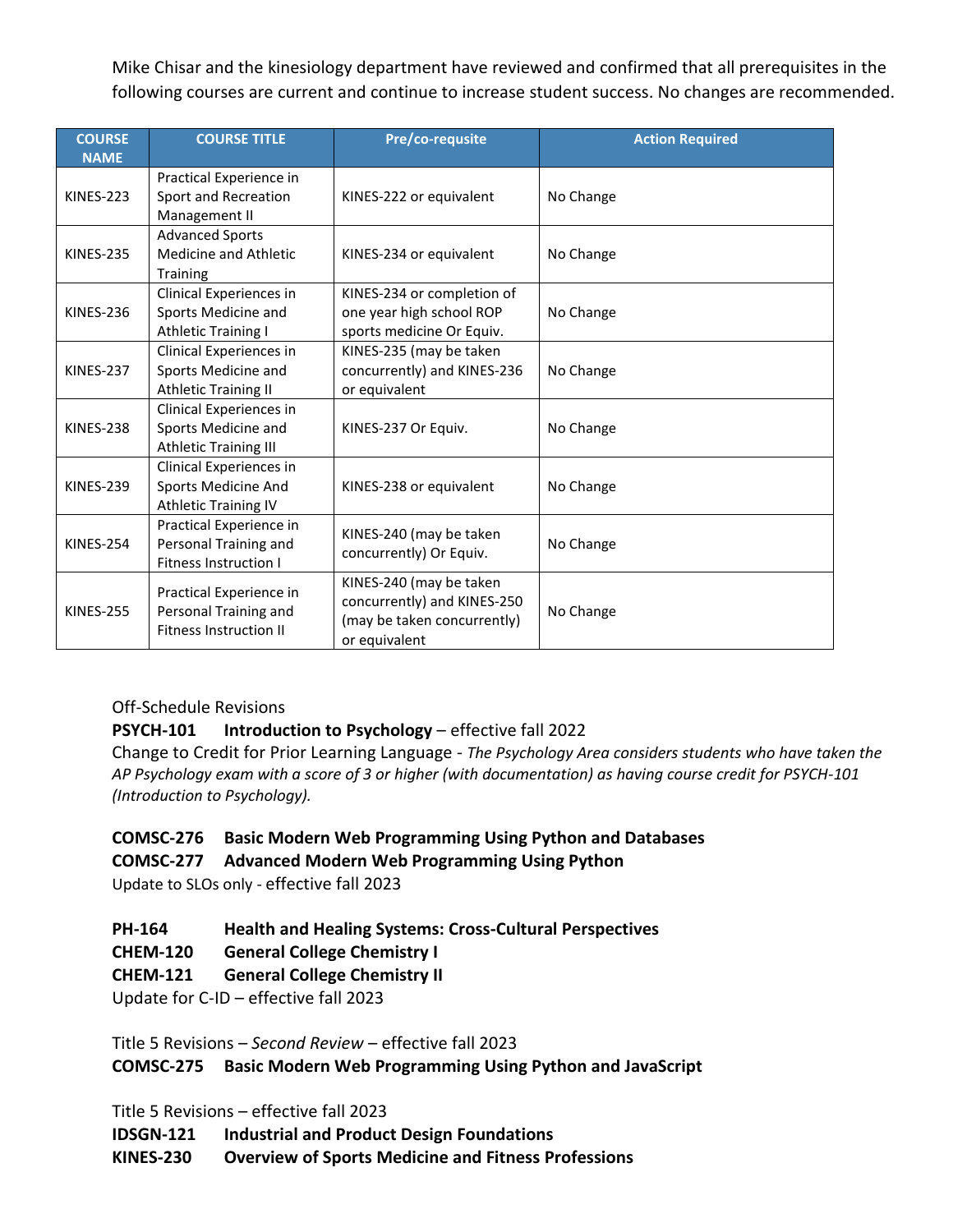Mike Chisar and the kinesiology department have reviewed and confirmed that all prerequisites in the following courses are current and continue to increase student success. No changes are recommended.

| COURSE NAME | COURSE TITLE | Pre/co-requsite | Action Required |
|---|---|---|---|
| KINES-223 | Practical Experience in Sport and Recreation Management II | KINES-222 or equivalent | No Change |
| KINES-235 | Advanced Sports Medicine and Athletic Training | KINES-234 or equivalent | No Change |
| KINES-236 | Clinical Experiences in Sports Medicine and Athletic Training I | KINES-234 or completion of one year high school ROP sports medicine Or Equiv. | No Change |
| KINES-237 | Clinical Experiences in Sports Medicine and Athletic Training II | KINES-235 (may be taken concurrently) and KINES-236 or equivalent | No Change |
| KINES-238 | Clinical Experiences in Sports Medicine and Athletic Training III | KINES-237 Or Equiv. | No Change |
| KINES-239 | Clinical Experiences in Sports Medicine And Athletic Training IV | KINES-238 or equivalent | No Change |
| KINES-254 | Practical Experience in Personal Training and Fitness Instruction I | KINES-240 (may be taken concurrently) Or Equiv. | No Change |
| KINES-255 | Practical Experience in Personal Training and Fitness Instruction II | KINES-240 (may be taken concurrently) and KINES-250 (may be taken concurrently) or equivalent | No Change |

Off-Schedule Revisions

**PSYCH-101 Introduction to Psychology** – effective fall 2022

Change to Credit for Prior Learning Language - *The Psychology Area considers students who have taken the AP Psychology exam with a score of 3 or higher (with documentation) as having course credit for PSYCH-101 (Introduction to Psychology).*

**COMSC-276 Basic Modern Web Programming Using Python and Databases**

**COMSC-277 Advanced Modern Web Programming Using Python**

Update to SLOs only - effective fall 2023

**PH-164 Health and Healing Systems: Cross-Cultural Perspectives**

**CHEM-120 General College Chemistry I**

**CHEM-121 General College Chemistry II**

Update for C-ID – effective fall 2023

Title 5 Revisions – *Second Review* – effective fall 2023

**COMSC-275 Basic Modern Web Programming Using Python and JavaScript**

Title 5 Revisions – effective fall 2023

**IDSGN-121 Industrial and Product Design Foundations**

**KINES-230 Overview of Sports Medicine and Fitness Professions**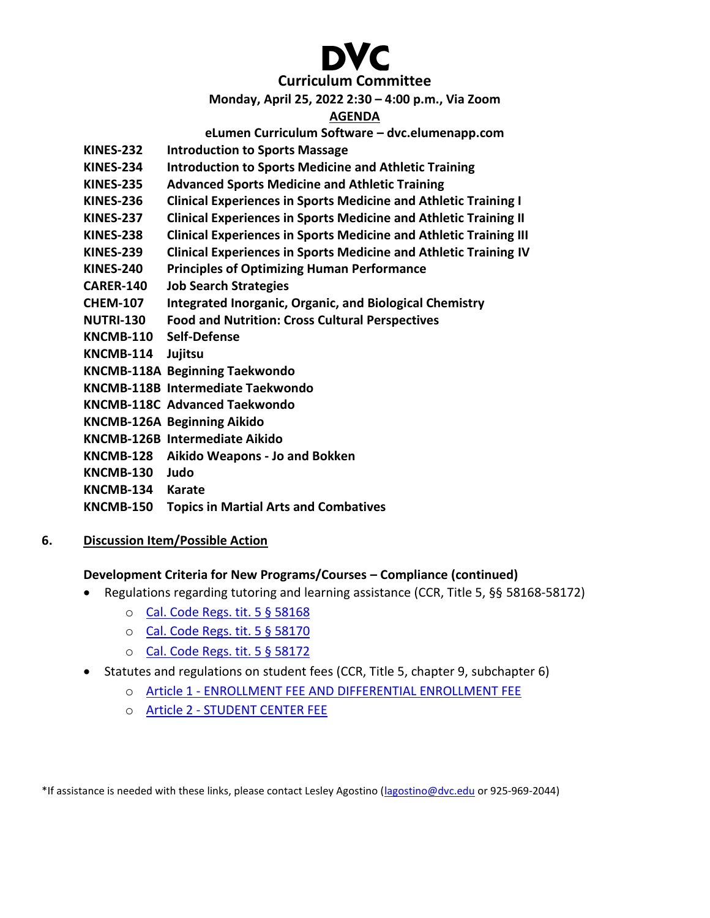# DVC

## Curriculum Committee

**Monday, April 25, 2022 2:30 – 4:00 p.m., Via Zoom**

**AGENDA**

**eLumen Curriculum Software – dvc.elumenapp.com**

| | |
|---|---|
| **KINES-232** | **Introduction to Sports Massage** |
| **KINES-234** | **Introduction to Sports Medicine and Athletic Training** |
| **KINES-235** | **Advanced Sports Medicine and Athletic Training** |
| **KINES-236** | **Clinical Experiences in Sports Medicine and Athletic Training I** |
| **KINES-237** | **Clinical Experiences in Sports Medicine and Athletic Training II** |
| **KINES-238** | **Clinical Experiences in Sports Medicine and Athletic Training III** |
| **KINES-239** | **Clinical Experiences in Sports Medicine and Athletic Training IV** |
| **KINES-240** | **Principles of Optimizing Human Performance** |
| **CARER-140** | **Job Search Strategies** |
| **CHEM-107** | **Integrated Inorganic, Organic, and Biological Chemistry** |
| **NUTRI-130** | **Food and Nutrition: Cross Cultural Perspectives** |
| **KNCMB-110** | **Self-Defense** |
| **KNCMB-114** | **Jujitsu** |
| **KNCMB-118A** | **Beginning Taekwondo** |
| **KNCMB-118B** | **Intermediate Taekwondo** |
| **KNCMB-118C** | **Advanced Taekwondo** |
| **KNCMB-126A** | **Beginning Aikido** |
| **KNCMB-126B** | **Intermediate Aikido** |
| **KNCMB-128** | **Aikido Weapons - Jo and Bokken** |
| **KNCMB-130** | **Judo** |
| **KNCMB-134** | **Karate** |
| **KNCMB-150** | **Topics in Martial Arts and Combatives** |

**6. Discussion Item/Possible Action**

**Development Criteria for New Programs/Courses – Compliance (continued)**

- Regulations regarding tutoring and learning assistance (CCR, Title 5, §§ 58168-58172)
  - Cal. Code Regs. tit. 5 § 58168
  - Cal. Code Regs. tit. 5 § 58170
  - Cal. Code Regs. tit. 5 § 58172
- Statutes and regulations on student fees (CCR, Title 5, chapter 9, subchapter 6)
  - Article 1 - ENROLLMENT FEE AND DIFFERENTIAL ENROLLMENT FEE
  - Article 2 - STUDENT CENTER FEE

*If assistance is needed with these links, please contact Lesley Agostino (lagostino@dvc.edu or 925-969-2044)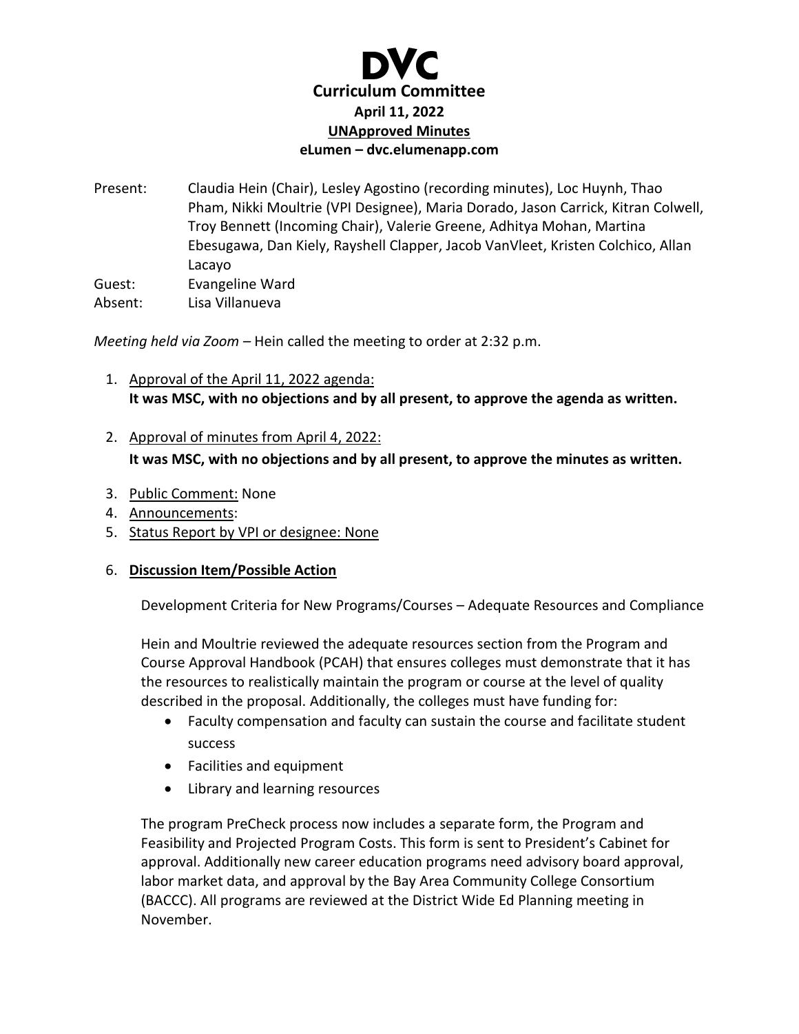# DVC

## Curriculum Committee

**April 11, 2022**

**UNApproved Minutes**

**eLumen – dvc.elumenapp.com**

Present: Claudia Hein (Chair), Lesley Agostino (recording minutes), Loc Huynh, Thao Pham, Nikki Moultrie (VPI Designee), Maria Dorado, Jason Carrick, Kitran Colwell, Troy Bennett (Incoming Chair), Valerie Greene, Adhitya Mohan, Martina Ebesugawa, Dan Kiely, Rayshell Clapper, Jacob VanVleet, Kristen Colchico, Allan Lacayo

Guest: Evangeline Ward

Absent: Lisa Villanueva

*Meeting held via Zoom* – Hein called the meeting to order at 2:32 p.m.

1. Approval of the April 11, 2022 agenda:
   **It was MSC, with no objections and by all present, to approve the agenda as written.**
2. Approval of minutes from April 4, 2022:
   **It was MSC, with no objections and by all present, to approve the minutes as written.**
3. Public Comment: None
4. Announcements:
5. Status Report by VPI or designee: None
6. **Discussion Item/Possible Action**

   Development Criteria for New Programs/Courses – Adequate Resources and Compliance

   Hein and Moultrie reviewed the adequate resources section from the Program and Course Approval Handbook (PCAH) that ensures colleges must demonstrate that it has the resources to realistically maintain the program or course at the level of quality described in the proposal. Additionally, the colleges must have funding for:

   - Faculty compensation and faculty can sustain the course and facilitate student success
   - Facilities and equipment
   - Library and learning resources

   The program PreCheck process now includes a separate form, the Program and Feasibility and Projected Program Costs. This form is sent to President's Cabinet for approval. Additionally new career education programs need advisory board approval, labor market data, and approval by the Bay Area Community College Consortium (BACCC). All programs are reviewed at the District Wide Ed Planning meeting in November.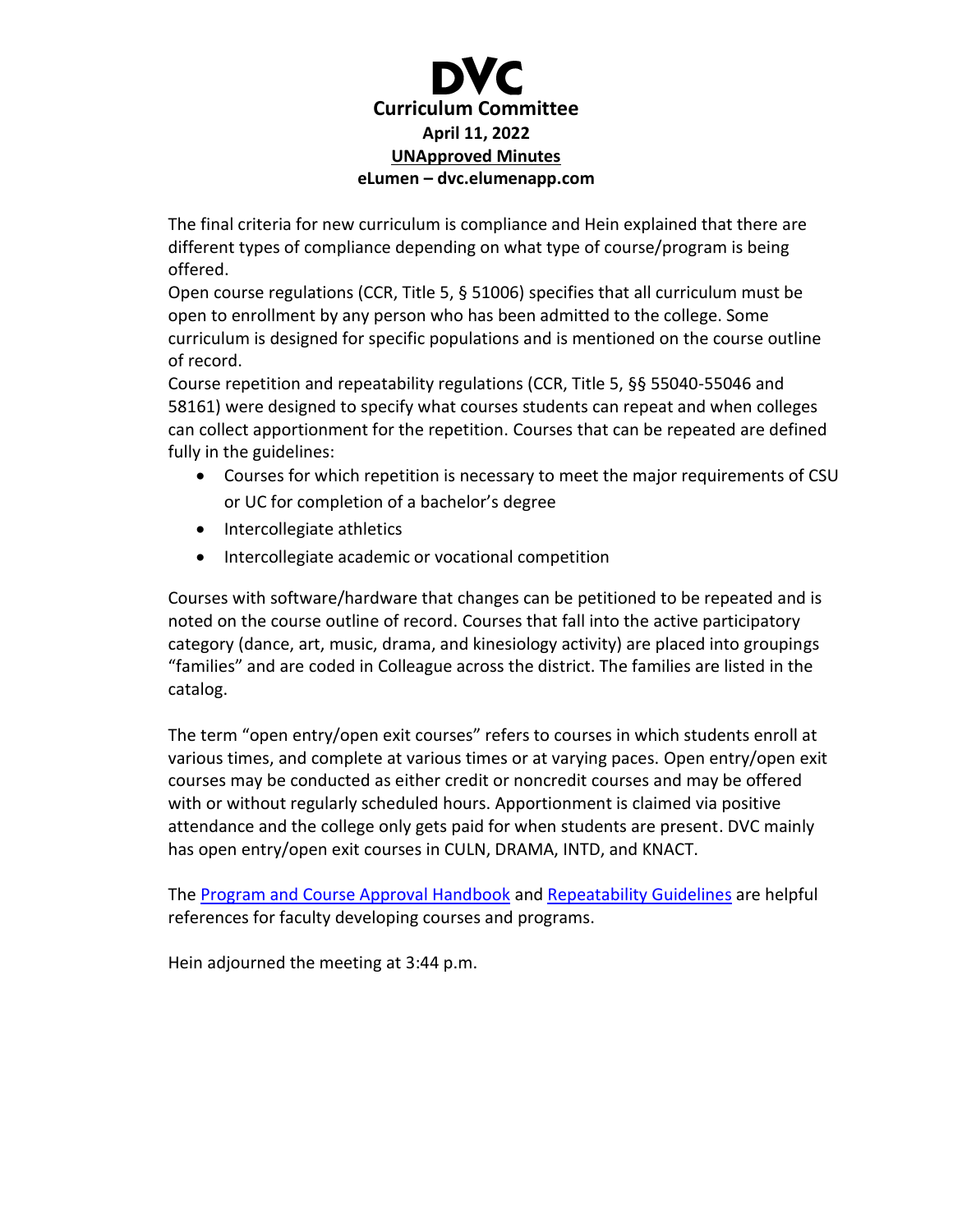The final criteria for new curriculum is compliance and Hein explained that there are different types of compliance depending on what type of course/program is being offered.
Open course regulations (CCR, Title 5, § 51006) specifies that all curriculum must be open to enrollment by any person who has been admitted to the college. Some curriculum is designed for specific populations and is mentioned on the course outline of record.
Course repetition and repeatability regulations (CCR, Title 5, §§ 55040-55046 and 58161) were designed to specify what courses students can repeat and when colleges can collect apportionment for the repetition. Courses that can be repeated are defined fully in the guidelines:

- Courses for which repetition is necessary to meet the major requirements of CSU or UC for completion of a bachelor's degree
- Intercollegiate athletics
- Intercollegiate academic or vocational competition

Courses with software/hardware that changes can be petitioned to be repeated and is noted on the course outline of record. Courses that fall into the active participatory category (dance, art, music, drama, and kinesiology activity) are placed into groupings "families" and are coded in Colleague across the district. The families are listed in the catalog.

The term "open entry/open exit courses" refers to courses in which students enroll at various times, and complete at various times or at varying paces. Open entry/open exit courses may be conducted as either credit or noncredit courses and may be offered with or without regularly scheduled hours. Apportionment is claimed via positive attendance and the college only gets paid for when students are present. DVC mainly has open entry/open exit courses in CULN, DRAMA, INTD, and KNACT.

The Program and Course Approval Handbook and Repeatability Guidelines are helpful references for faculty developing courses and programs.

Hein adjourned the meeting at 3:44 p.m.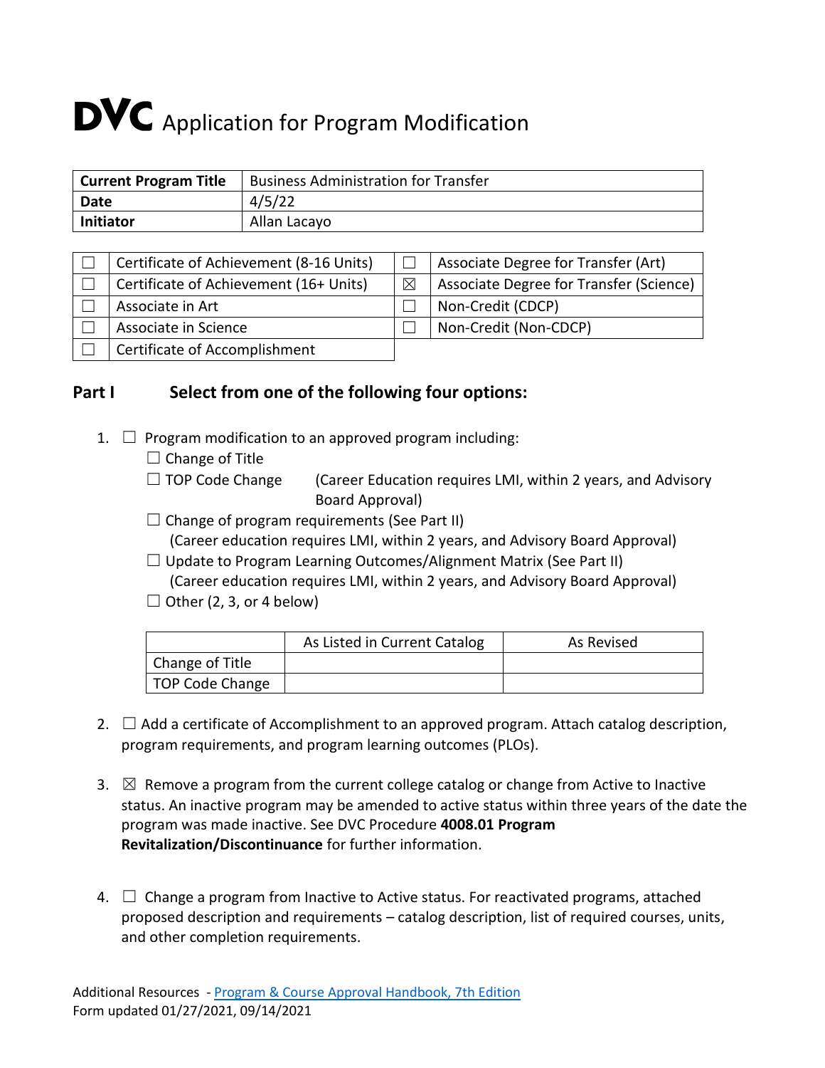# DVC Application for Program Modification

| **Current Program Title** | Business Administration for Transfer |
|---|---|
| **Date** | 4/5/22 |
| **Initiator** | Allan Lacayo |

| | | | |
|---|---|---|---|
| ☐ | Certificate of Achievement (8-16 Units) | ☐ | Associate Degree for Transfer (Art) |
| ☐ | Certificate of Achievement (16+ Units) | ☒ | Associate Degree for Transfer (Science) |
| ☐ | Associate in Art | ☐ | Non-Credit (CDCP) |
| ☐ | Associate in Science | ☐ | Non-Credit (Non-CDCP) |
| ☐ | Certificate of Accomplishment | | |

## Part I Select from one of the following four options:

1. ☐ Program modification to an approved program including:
   - ☐ Change of Title
   - ☐ TOP Code Change (Career Education requires LMI, within 2 years, and Advisory Board Approval)
   - ☐ Change of program requirements (See Part II) (Career education requires LMI, within 2 years, and Advisory Board Approval)
   - ☐ Update to Program Learning Outcomes/Alignment Matrix (See Part II) (Career education requires LMI, within 2 years, and Advisory Board Approval)
   - ☐ Other (2, 3, or 4 below)

| | As Listed in Current Catalog | As Revised |
|---|---|---|
| Change of Title | | |
| TOP Code Change | | |

2. ☐ Add a certificate of Accomplishment to an approved program. Attach catalog description, program requirements, and program learning outcomes (PLOs).

3. ☒ Remove a program from the current college catalog or change from Active to Inactive status. An inactive program may be amended to active status within three years of the date the program was made inactive. See DVC Procedure **4008.01 Program Revitalization/Discontinuance** for further information.

4. ☐ Change a program from Inactive to Active status. For reactivated programs, attached proposed description and requirements – catalog description, list of required courses, units, and other completion requirements.

Additional Resources - [Program & Course Approval Handbook, 7th Edition]
Form updated 01/27/2021, 09/14/2021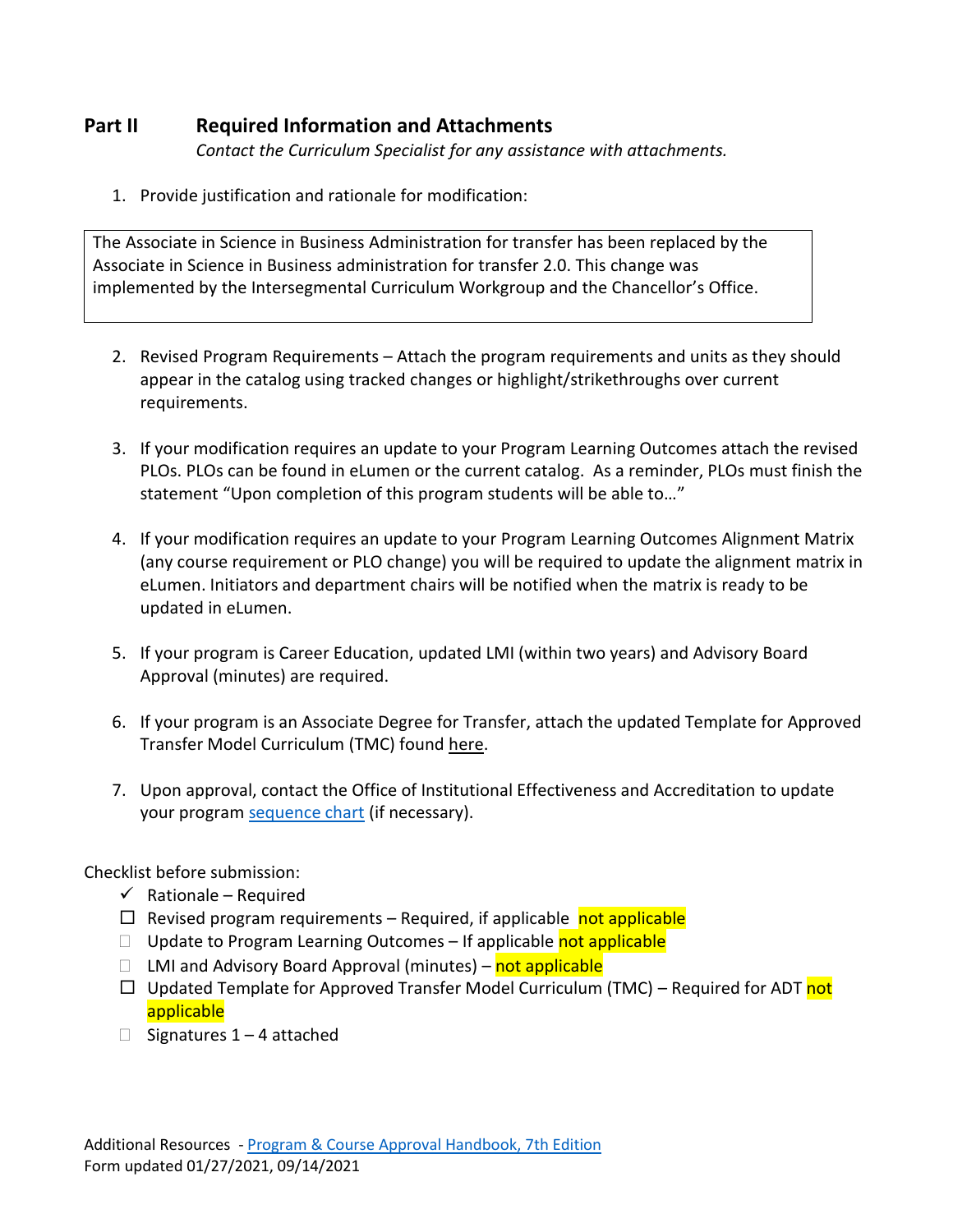## Part II Required Information and Attachments

*Contact the Curriculum Specialist for any assistance with attachments.*

1. Provide justification and rationale for modification:

> The Associate in Science in Business Administration for transfer has been replaced by the Associate in Science in Business administration for transfer 2.0. This change was implemented by the Intersegmental Curriculum Workgroup and the Chancellor's Office.

2. Revised Program Requirements – Attach the program requirements and units as they should appear in the catalog using tracked changes or highlight/strikethroughs over current requirements.

3. If your modification requires an update to your Program Learning Outcomes attach the revised PLOs. PLOs can be found in eLumen or the current catalog. As a reminder, PLOs must finish the statement "Upon completion of this program students will be able to…"

4. If your modification requires an update to your Program Learning Outcomes Alignment Matrix (any course requirement or PLO change) you will be required to update the alignment matrix in eLumen. Initiators and department chairs will be notified when the matrix is ready to be updated in eLumen.

5. If your program is Career Education, updated LMI (within two years) and Advisory Board Approval (minutes) are required.

6. If your program is an Associate Degree for Transfer, attach the updated Template for Approved Transfer Model Curriculum (TMC) found here.

7. Upon approval, contact the Office of Institutional Effectiveness and Accreditation to update your program sequence chart (if necessary).

Checklist before submission:

- ✓ Rationale – Required
- ☐ Revised program requirements – Required, if applicable not applicable
- ☐ Update to Program Learning Outcomes – If applicable not applicable
- ☐ LMI and Advisory Board Approval (minutes) – not applicable
- ☐ Updated Template for Approved Transfer Model Curriculum (TMC) – Required for ADT not applicable
- ☐ Signatures 1 – 4 attached

Additional Resources - Program & Course Approval Handbook, 7th Edition
Form updated 01/27/2021, 09/14/2021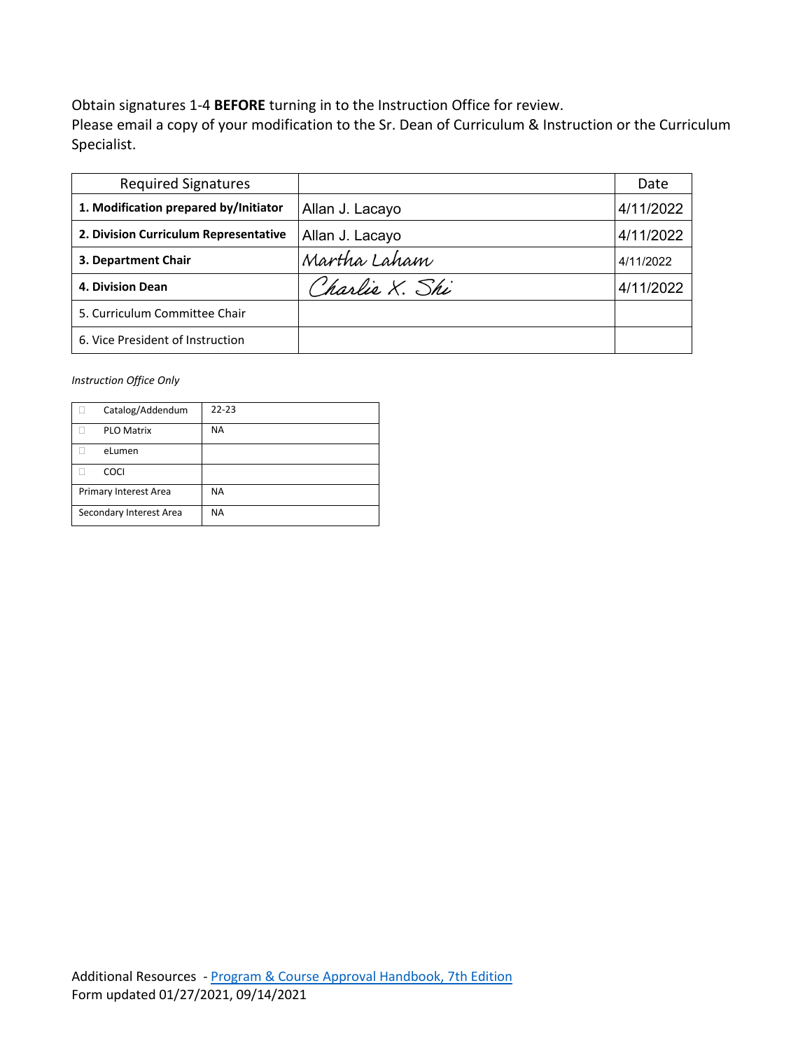Obtain signatures 1-4 **BEFORE** turning in to the Instruction Office for review.
Please email a copy of your modification to the Sr. Dean of Curriculum & Instruction or the Curriculum Specialist.

| Required Signatures | | Date |
|---|---|---|
| **1. Modification prepared by/Initiator** | Allan J. Lacayo | 4/11/2022 |
| **2. Division Curriculum Representative** | Allan J. Lacayo | 4/11/2022 |
| **3. Department Chair** | Martha Laham | 4/11/2022 |
| **4. Division Dean** | Charlie X. Shi | 4/11/2022 |
| 5. Curriculum Committee Chair | | |
| 6. Vice President of Instruction | | |

*Instruction Office Only*

| | |
|---|---|
| ☐ Catalog/Addendum | 22-23 |
| ☐ PLO Matrix | NA |
| ☐ eLumen | |
| ☐ COCI | |
| Primary Interest Area | NA |
| Secondary Interest Area | NA |

Additional Resources - [Program & Course Approval Handbook, 7th Edition]
Form updated 01/27/2021, 09/14/2021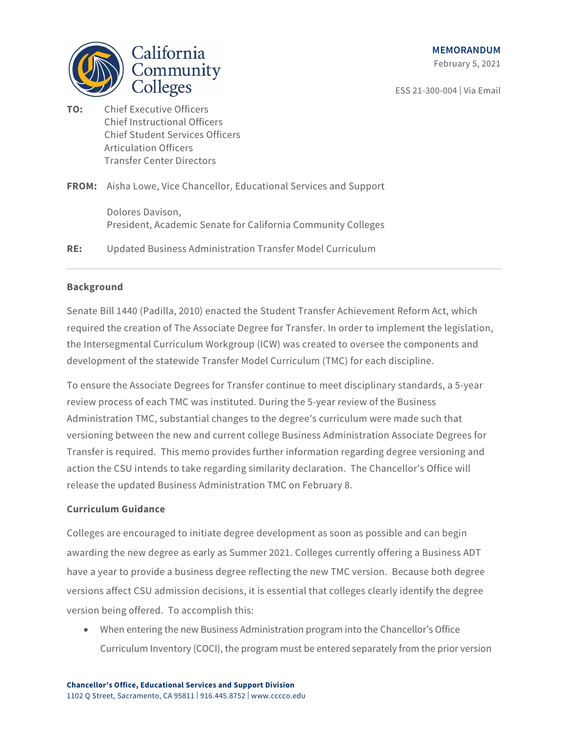**MEMORANDUM**
February 5, 2021

ESS 21-300-004 | Via Email

**TO:** Chief Executive Officers
Chief Instructional Officers
Chief Student Services Officers
Articulation Officers
Transfer Center Directors

**FROM:** Aisha Lowe, Vice Chancellor, Educational Services and Support

Dolores Davison,
President, Academic Senate for California Community Colleges

**RE:** Updated Business Administration Transfer Model Curriculum

---

**Background**

Senate Bill 1440 (Padilla, 2010) enacted the Student Transfer Achievement Reform Act, which required the creation of The Associate Degree for Transfer. In order to implement the legislation, the Intersegmental Curriculum Workgroup (ICW) was created to oversee the components and development of the statewide Transfer Model Curriculum (TMC) for each discipline.

To ensure the Associate Degrees for Transfer continue to meet disciplinary standards, a 5-year review process of each TMC was instituted. During the 5-year review of the Business Administration TMC, substantial changes to the degree's curriculum were made such that versioning between the new and current college Business Administration Associate Degrees for Transfer is required. This memo provides further information regarding degree versioning and action the CSU intends to take regarding similarity declaration. The Chancellor's Office will release the updated Business Administration TMC on February 8.

**Curriculum Guidance**

Colleges are encouraged to initiate degree development as soon as possible and can begin awarding the new degree as early as Summer 2021. Colleges currently offering a Business ADT have a year to provide a business degree reflecting the new TMC version. Because both degree versions affect CSU admission decisions, it is essential that colleges clearly identify the degree version being offered. To accomplish this:

- When entering the new Business Administration program into the Chancellor's Office Curriculum Inventory (COCI), the program must be entered separately from the prior version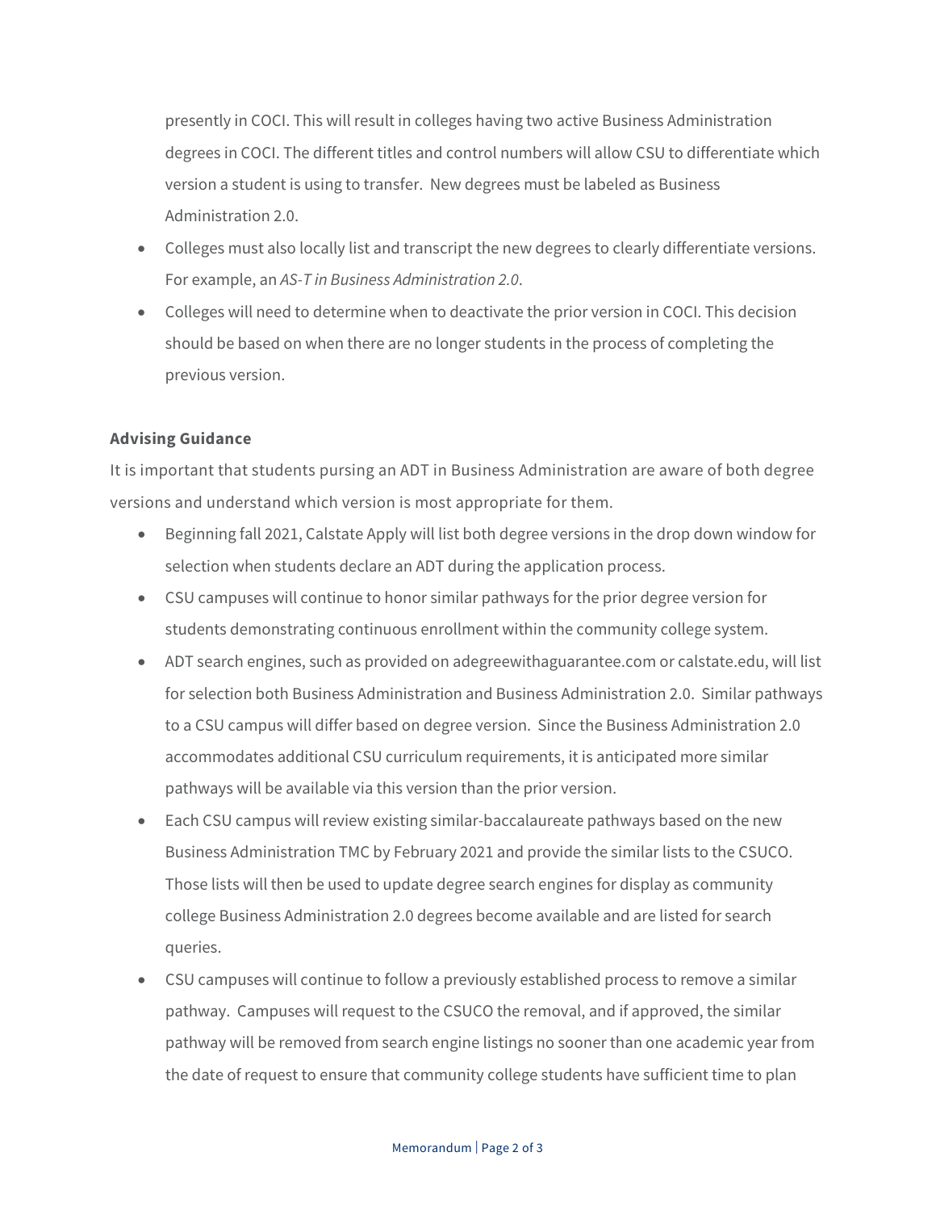presently in COCI. This will result in colleges having two active Business Administration degrees in COCI. The different titles and control numbers will allow CSU to differentiate which version a student is using to transfer. New degrees must be labeled as Business Administration 2.0.

- Colleges must also locally list and transcript the new degrees to clearly differentiate versions. For example, an *AS-T in Business Administration 2.0*.
- Colleges will need to determine when to deactivate the prior version in COCI. This decision should be based on when there are no longer students in the process of completing the previous version.

**Advising Guidance**

It is important that students pursing an ADT in Business Administration are aware of both degree versions and understand which version is most appropriate for them.

- Beginning fall 2021, Calstate Apply will list both degree versions in the drop down window for selection when students declare an ADT during the application process.
- CSU campuses will continue to honor similar pathways for the prior degree version for students demonstrating continuous enrollment within the community college system.
- ADT search engines, such as provided on adegreewithaguarantee.com or calstate.edu, will list for selection both Business Administration and Business Administration 2.0. Similar pathways to a CSU campus will differ based on degree version. Since the Business Administration 2.0 accommodates additional CSU curriculum requirements, it is anticipated more similar pathways will be available via this version than the prior version.
- Each CSU campus will review existing similar-baccalaureate pathways based on the new Business Administration TMC by February 2021 and provide the similar lists to the CSUCO. Those lists will then be used to update degree search engines for display as community college Business Administration 2.0 degrees become available and are listed for search queries.
- CSU campuses will continue to follow a previously established process to remove a similar pathway. Campuses will request to the CSUCO the removal, and if approved, the similar pathway will be removed from search engine listings no sooner than one academic year from the date of request to ensure that community college students have sufficient time to plan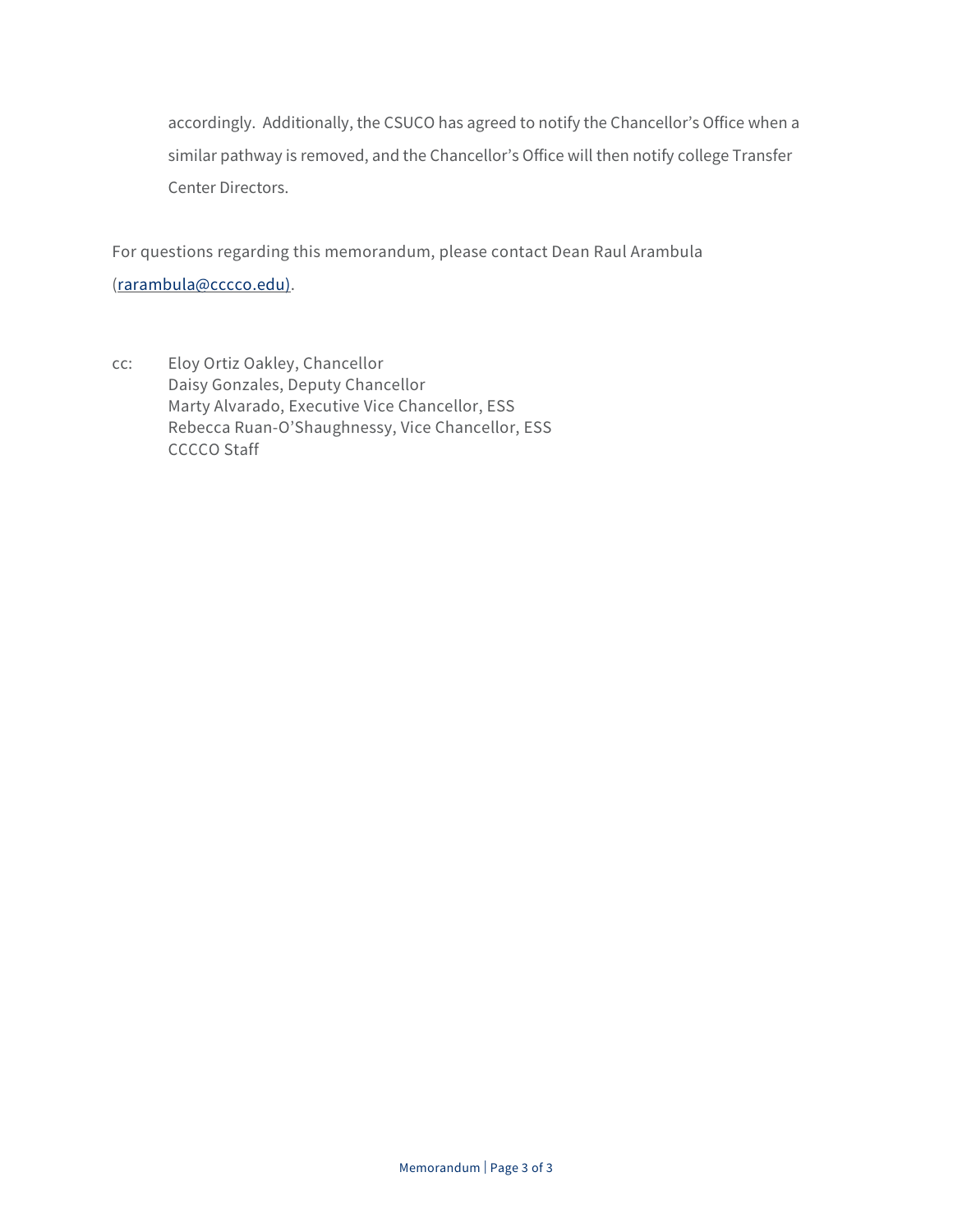accordingly. Additionally, the CSUCO has agreed to notify the Chancellor's Office when a similar pathway is removed, and the Chancellor's Office will then notify college Transfer Center Directors.

For questions regarding this memorandum, please contact Dean Raul Arambula (rarambula@cccco.edu).

cc: Eloy Ortiz Oakley, Chancellor
Daisy Gonzales, Deputy Chancellor
Marty Alvarado, Executive Vice Chancellor, ESS
Rebecca Ruan-O'Shaughnessy, Vice Chancellor, ESS
CCCCO Staff